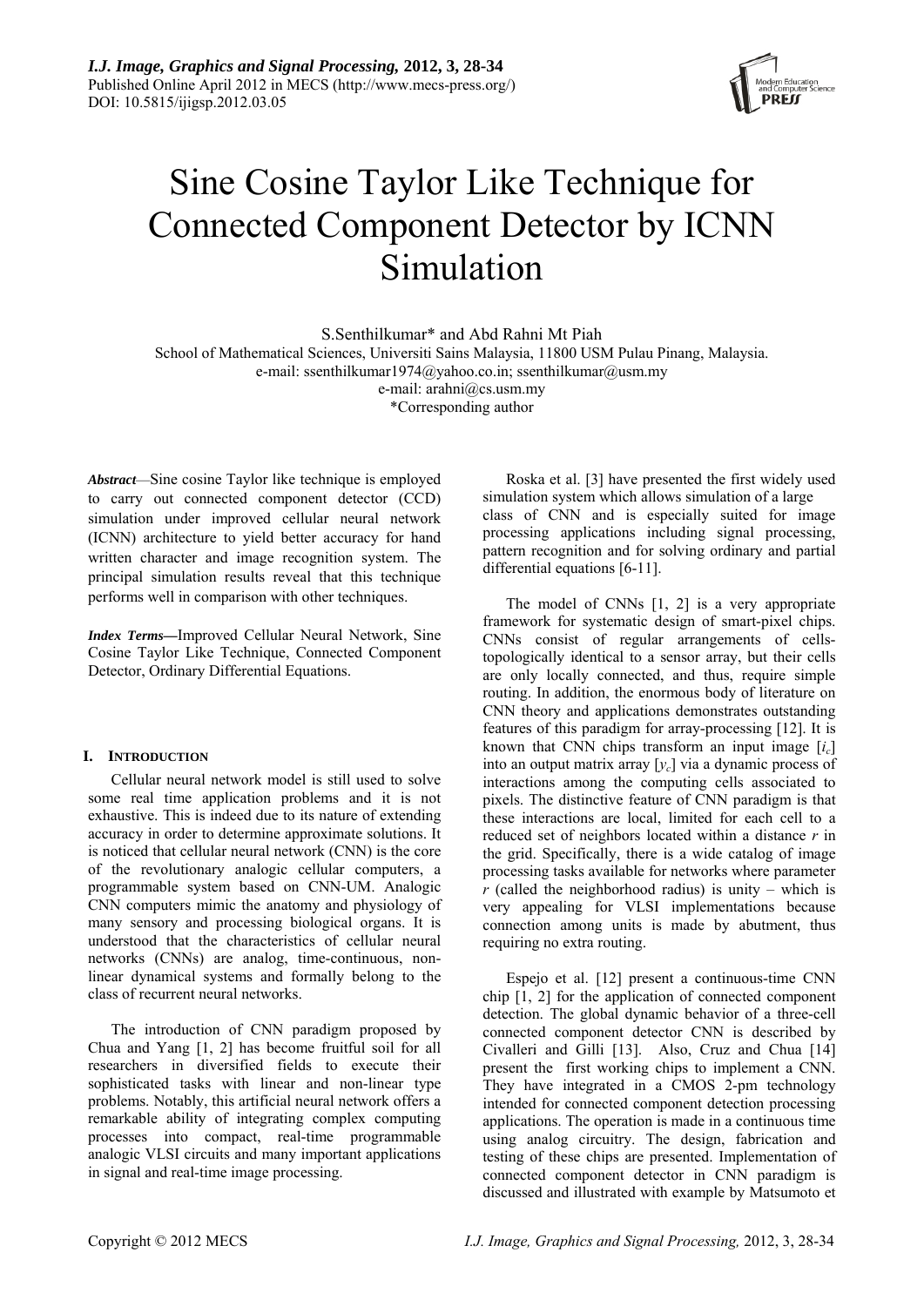# Sine Cosine Taylor Like Technique for Connected Component Detector by ICNN Simulation

S.Senthilkumar* and Abd Rahni Mt Piah

School of Mathematical Sciences, Universiti Sains Malaysia, 11800 USM Pulau Pinang, Malaysia.
e-mail: ssenthilkumar1974@yahoo.co.in; ssenthilkumar@usm.my
e-mail: arahni@cs.usm.my
*Corresponding author

***Abstract*****—**Sine cosine Taylor like technique is employed to carry out connected component detector (CCD) simulation under improved cellular neural network (ICNN) architecture to yield better accuracy for hand written character and image recognition system. The principal simulation results reveal that this technique performs well in comparison with other techniques.

***Index Terms*****—**Improved Cellular Neural Network, Sine Cosine Taylor Like Technique, Connected Component Detector, Ordinary Differential Equations.

## I. INTRODUCTION

Cellular neural network model is still used to solve some real time application problems and it is not exhaustive. This is indeed due to its nature of extending accuracy in order to determine approximate solutions. It is noticed that cellular neural network (CNN) is the core of the revolutionary analogic cellular computers, a programmable system based on CNN-UM. Analogic CNN computers mimic the anatomy and physiology of many sensory and processing biological organs. It is understood that the characteristics of cellular neural networks (CNNs) are analog, time-continuous, non-linear dynamical systems and formally belong to the class of recurrent neural networks.

The introduction of CNN paradigm proposed by Chua and Yang [1, 2] has become fruitful soil for all researchers in diversified fields to execute their sophisticated tasks with linear and non-linear type problems. Notably, this artificial neural network offers a remarkable ability of integrating complex computing processes into compact, real-time programmable analogic VLSI circuits and many important applications in signal and real-time image processing.

Roska et al. [3] have presented the first widely used simulation system which allows simulation of a large class of CNN and is especially suited for image processing applications including signal processing, pattern recognition and for solving ordinary and partial differential equations [6-11].

The model of CNNs [1, 2] is a very appropriate framework for systematic design of smart-pixel chips. CNNs consist of regular arrangements of cells-topologically identical to a sensor array, but their cells are only locally connected, and thus, require simple routing. In addition, the enormous body of literature on CNN theory and applications demonstrates outstanding features of this paradigm for array-processing [12]. It is known that CNN chips transform an input image [$i_c$] into an output matrix array [$y_c$] via a dynamic process of interactions among the computing cells associated to pixels. The distinctive feature of CNN paradigm is that these interactions are local, limited for each cell to a reduced set of neighbors located within a distance $r$ in the grid. Specifically, there is a wide catalog of image processing tasks available for networks where parameter $r$ (called the neighborhood radius) is unity – which is very appealing for VLSI implementations because connection among units is made by abutment, thus requiring no extra routing.

Espejo et al. [12] present a continuous-time CNN chip [1, 2] for the application of connected component detection. The global dynamic behavior of a three-cell connected component detector CNN is described by Civalleri and Gilli [13]. Also, Cruz and Chua [14] present the first working chips to implement a CNN. They have integrated in a CMOS 2-pm technology intended for connected component detection processing applications. The operation is made in a continuous time using analog circuitry. The design, fabrication and testing of these chips are presented. Implementation of connected component detector in CNN paradigm is discussed and illustrated with example by Matsumoto et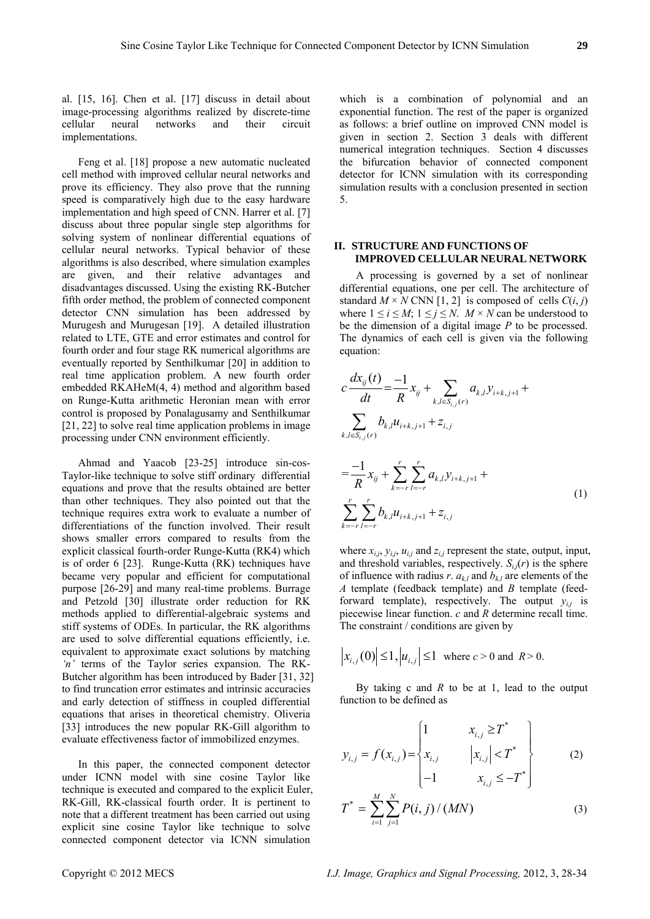al. [15, 16]. Chen et al. [17] discuss in detail about image-processing algorithms realized by discrete-time cellular neural networks and their circuit implementations.

Feng et al. [18] propose a new automatic nucleated cell method with improved cellular neural networks and prove its efficiency. They also prove that the running speed is comparatively high due to the easy hardware implementation and high speed of CNN. Harrer et al. [7] discuss about three popular single step algorithms for solving system of nonlinear differential equations of cellular neural networks. Typical behavior of these algorithms is also described, where simulation examples are given, and their relative advantages and disadvantages discussed. Using the existing RK-Butcher fifth order method, the problem of connected component detector CNN simulation has been addressed by Murugesh and Murugesan [19]. A detailed illustration related to LTE, GTE and error estimates and control for fourth order and four stage RK numerical algorithms are eventually reported by Senthilkumar [20] in addition to real time application problem. A new fourth order embedded RKAHeM(4, 4) method and algorithm based on Runge-Kutta arithmetic Heronian mean with error control is proposed by Ponalagusamy and Senthilkumar [21, 22] to solve real time application problems in image processing under CNN environment efficiently.

Ahmad and Yaacob [23-25] introduce sin-cos-Taylor-like technique to solve stiff ordinary differential equations and prove that the results obtained are better than other techniques. They also pointed out that the technique requires extra work to evaluate a number of differentiations of the function involved. Their result shows smaller errors compared to results from the explicit classical fourth-order Runge-Kutta (RK4) which is of order 6 [23]. Runge-Kutta (RK) techniques have became very popular and efficient for computational purpose [26-29] and many real-time problems. Burrage and Petzold [30] illustrate order reduction for RK methods applied to differential-algebraic systems and stiff systems of ODEs. In particular, the RK algorithms are used to solve differential equations efficiently, i.e. equivalent to approximate exact solutions by matching *'n'* terms of the Taylor series expansion. The RK-Butcher algorithm has been introduced by Bader [31, 32] to find truncation error estimates and intrinsic accuracies and early detection of stiffness in coupled differential equations that arises in theoretical chemistry. Oliveria [33] introduces the new popular RK-Gill algorithm to evaluate effectiveness factor of immobilized enzymes.

In this paper, the connected component detector under ICNN model with sine cosine Taylor like technique is executed and compared to the explicit Euler, RK-Gill, RK-classical fourth order. It is pertinent to note that a different treatment has been carried out using explicit sine cosine Taylor like technique to solve connected component detector via ICNN simulation which is a combination of polynomial and an exponential function. The rest of the paper is organized as follows: a brief outline on improved CNN model is given in section 2. Section 3 deals with different numerical integration techniques. Section 4 discusses the bifurcation behavior of connected component detector for ICNN simulation with its corresponding simulation results with a conclusion presented in section 5.

## II. STRUCTURE AND FUNCTIONS OF IMPROVED CELLULAR NEURAL NETWORK

A processing is governed by a set of nonlinear differential equations, one per cell. The architecture of standard $M \times N$ CNN [1, 2] is composed of cells $C(i, j)$ where $1 \le i \le M$; $1 \le j \le N$. $M \times N$ can be understood to be the dimension of a digital image $P$ to be processed. The dynamics of each cell is given via the following equation:

$$c\frac{dx_{ij}(t)}{dt} = \frac{-1}{R}x_{ij} + \sum_{k,l \in S_{i,j}(r)} a_{k,l}y_{i+k,j+1} + \sum_{k,l \in S_{i,j}(r)} b_{k,l}u_{i+k,j+1} + z_{i,j}$$

$$= \frac{-1}{R}x_{ij} + \sum_{k=-r}^{r}\sum_{l=-r}^{r} a_{k,l}y_{i+k,j+1} + \sum_{k=-r}^{r}\sum_{l=-r}^{r} b_{k,l}u_{i+k,j+1} + z_{i,j} \tag{1}$$

where $x_{i,j}$, $y_{i,j}$, $u_{i,j}$ and $z_{i,j}$ represent the state, output, input, and threshold variables, respectively. $S_{i,j}(r)$ is the sphere of influence with radius $r$. $a_{k,l}$ and $b_{k,l}$ are elements of the $A$ template (feedback template) and $B$ template (feed-forward template), respectively. The output $y_{i,j}$ is piecewise linear function. $c$ and $R$ determine recall time. The constraint / conditions are given by

$$\left|x_{i,j}(0)\right| \le 1, \left|u_{i,j}\right| \le 1 \text{ where } c > 0 \text{ and } R > 0.$$

By taking c and $R$ to be at 1, lead to the output function to be defined as

$$y_{i,j} = f(x_{i,j}) = \begin{Bmatrix} 1 & x_{i,j} \ge T^* \\ x_{i,j} & \left|x_{i,j}\right| < T^* \\ -1 & x_{i,j} \le -T^* \end{Bmatrix} \tag{2}$$

$$T^* = \sum_{i=1}^{M}\sum_{j=1}^{N} P(i, j) / (MN) \tag{3}$$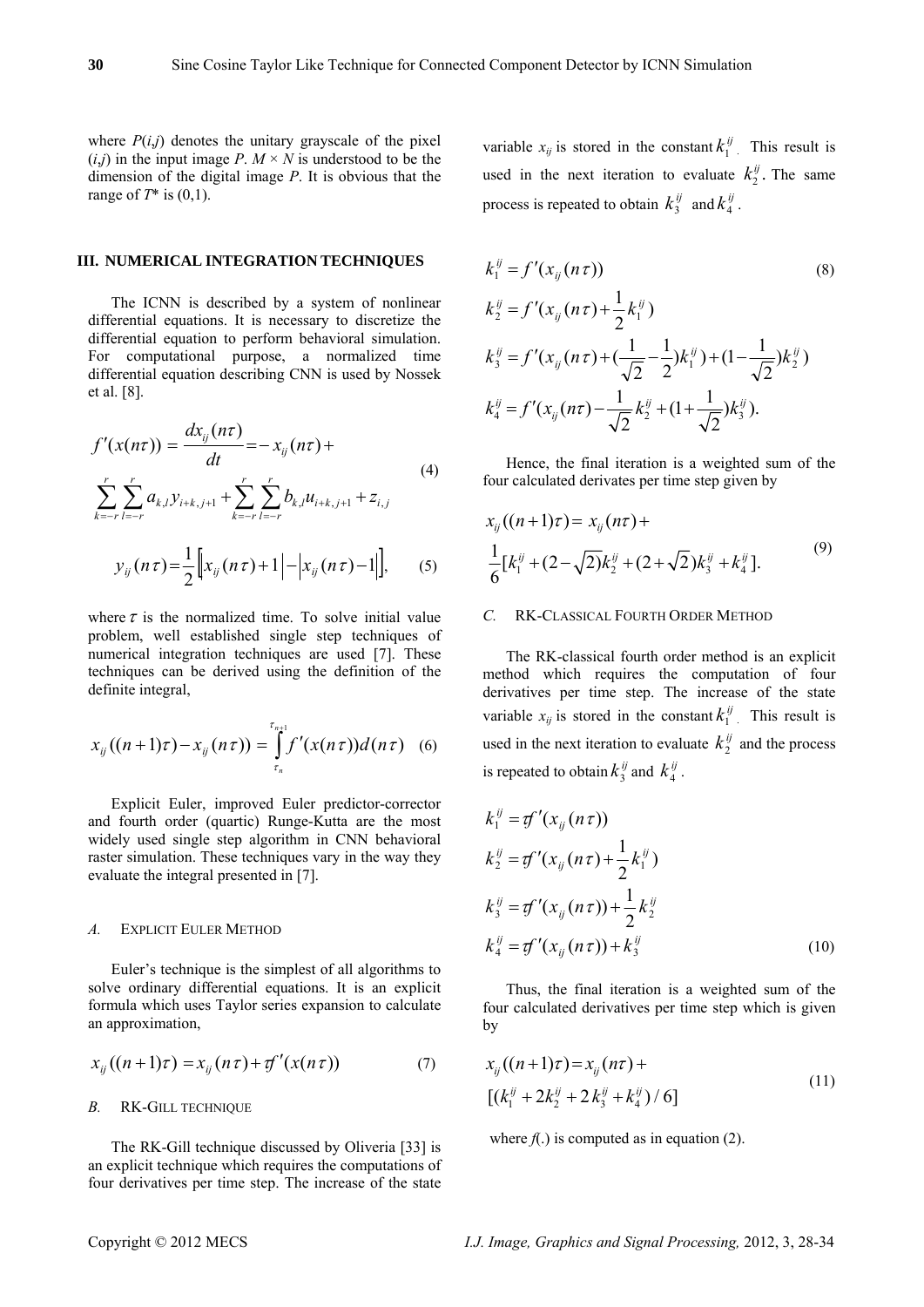where $P(i,j)$ denotes the unitary grayscale of the pixel $(i,j)$ in the input image $P$. $M \times N$ is understood to be the dimension of the digital image $P$. It is obvious that the range of $T^*$ is (0,1).

## III. NUMERICAL INTEGRATION TECHNIQUES

The ICNN is described by a system of nonlinear differential equations. It is necessary to discretize the differential equation to perform behavioral simulation. For computational purpose, a normalized time differential equation describing CNN is used by Nossek et al. [8].

$$f'(x(n\tau)) = \frac{dx_{ij}(n\tau)}{dt} = -x_{ij}(n\tau) + \sum_{k=-r}^{r}\sum_{l=-r}^{r} a_{k,l}y_{i+k,j+1} + \sum_{k=-r}^{r}\sum_{l=-r}^{r} b_{k,l}u_{i+k,j+1} + z_{i,j} \quad (4)$$

$$y_{ij}(n\tau) = \frac{1}{2}\left[\left|x_{ij}(n\tau)+1\right| - \left|x_{ij}(n\tau)-1\right|\right], \quad (5)$$

where $\tau$ is the normalized time. To solve initial value problem, well established single step techniques of numerical integration techniques are used [7]. These techniques can be derived using the definition of the definite integral,

$$x_{ij}((n+1)\tau) - x_{ij}(n\tau)) = \int_{\tau_n}^{\tau_{n+1}} f'(x(n\tau))d(n\tau) \quad (6)$$

Explicit Euler, improved Euler predictor-corrector and fourth order (quartic) Runge-Kutta are the most widely used single step algorithm in CNN behavioral raster simulation. These techniques vary in the way they evaluate the integral presented in [7].

### A. EXPLICIT EULER METHOD

Euler's technique is the simplest of all algorithms to solve ordinary differential equations. It is an explicit formula which uses Taylor series expansion to calculate an approximation,

$$x_{ij}((n+1)\tau) = x_{ij}(n\tau) + \tau f'(x(n\tau)) \quad (7)$$

### B. RK-GILL TECHNIQUE

The RK-Gill technique discussed by Oliveria [33] is an explicit technique which requires the computations of four derivatives per time step. The increase of the state variable $x_{ij}$ is stored in the constant $k_1^{ij}$. This result is used in the next iteration to evaluate $k_2^{ij}$. The same process is repeated to obtain $k_3^{ij}$ and $k_4^{ij}$.

$$\begin{aligned}
k_1^{ij} &= f'(x_{ij}(n\tau)) \\
k_2^{ij} &= f'(x_{ij}(n\tau) + \frac{1}{2}k_1^{ij}) \\
k_3^{ij} &= f'(x_{ij}(n\tau) + (\frac{1}{\sqrt{2}} - \frac{1}{2})k_1^{ij}) + (1 - \frac{1}{\sqrt{2}})k_2^{ij}) \\
k_4^{ij} &= f'(x_{ij}(n\tau) - \frac{1}{\sqrt{2}}k_2^{ij} + (1 + \frac{1}{\sqrt{2}})k_3^{ij}).
\end{aligned} \quad (8)$$

Hence, the final iteration is a weighted sum of the four calculated derivates per time step given by

$$x_{ij}((n+1)\tau) = x_{ij}(n\tau) + \frac{1}{6}[k_1^{ij} + (2-\sqrt{2})k_2^{ij} + (2+\sqrt{2})k_3^{ij} + k_4^{ij}]. \quad (9)$$

### C. RK-CLASSICAL FOURTH ORDER METHOD

The RK-classical fourth order method is an explicit method which requires the computation of four derivatives per time step. The increase of the state variable $x_{ij}$ is stored in the constant $k_1^{ij}$. This result is used in the next iteration to evaluate $k_2^{ij}$ and the process is repeated to obtain $k_3^{ij}$ and $k_4^{ij}$.

$$\begin{aligned}
k_1^{ij} &= \tau f'(x_{ij}(n\tau)) \\
k_2^{ij} &= \tau f'(x_{ij}(n\tau) + \frac{1}{2}k_1^{ij}) \\
k_3^{ij} &= \tau f'(x_{ij}(n\tau)) + \frac{1}{2}k_2^{ij} \\
k_4^{ij} &= \tau f'(x_{ij}(n\tau)) + k_3^{ij}
\end{aligned} \quad (10)$$

Thus, the final iteration is a weighted sum of the four calculated derivatives per time step which is given by

$$x_{ij}((n+1)\tau) = x_{ij}(n\tau) + [(k_1^{ij} + 2k_2^{ij} + 2k_3^{ij} + k_4^{ij})/6] \quad (11)$$

where $f(.)$ is computed as in equation (2).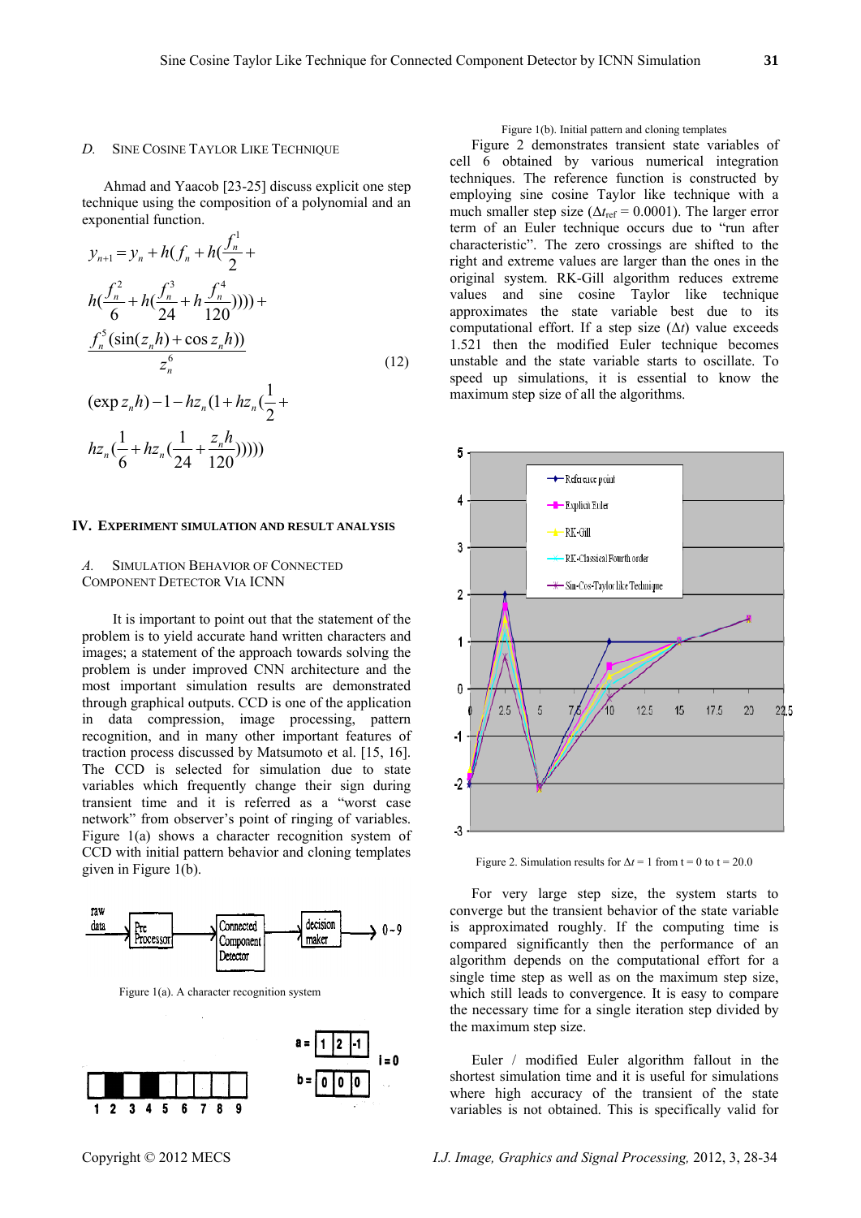### D. SINE COSINE TAYLOR LIKE TECHNIQUE

Ahmad and Yaacob [23-25] discuss explicit one step technique using the composition of a polynomial and an exponential function.

$$y_{n+1} = y_n + h(f_n + h(\frac{f_n^1}{2} + h(\frac{f_n^2}{6} + h(\frac{f_n^3}{24} + h\frac{f_n^4}{120})))) + \frac{f_n^5(\sin(z_n h) + \cos z_n h))}{z_n^6} \quad (12)$$

$$(\exp z_n h) - 1 - hz_n(1 + hz_n(\frac{1}{2} + hz_n(\frac{1}{6} + hz_n(\frac{1}{24} + \frac{z_n h}{120})))))$$

## IV. EXPERIMENT SIMULATION AND RESULT ANALYSIS

### A. SIMULATION BEHAVIOR OF CONNECTED COMPONENT DETECTOR VIA ICNN

It is important to point out that the statement of the problem is to yield accurate hand written characters and images; a statement of the approach towards solving the problem is under improved CNN architecture and the most important simulation results are demonstrated through graphical outputs. CCD is one of the application in data compression, image processing, pattern recognition, and in many other important features of traction process discussed by Matsumoto et al. [15, 16]. The CCD is selected for simulation due to state variables which frequently change their sign during transient time and it is referred as a "worst case network" from observer's point of ringing of variables. Figure 1(a) shows a character recognition system of CCD with initial pattern behavior and cloning templates given in Figure 1(b).

Figure 1(a). A character recognition system

Figure 1(b). Initial pattern and cloning templates

Figure 2 demonstrates transient state variables of cell 6 obtained by various numerical integration techniques. The reference function is constructed by employing sine cosine Taylor like technique with a much smaller step size ($\Delta t_{\text{ref}} = 0.0001$). The larger error term of an Euler technique occurs due to "run after characteristic". The zero crossings are shifted to the right and extreme values are larger than the ones in the original system. RK-Gill algorithm reduces extreme values and sine cosine Taylor like technique approximates the state variable best due to its computational effort. If a step size ($\Delta t$) value exceeds 1.521 then the modified Euler technique becomes unstable and the state variable starts to oscillate. To speed up simulations, it is essential to know the maximum step size of all the algorithms.

Figure 2. Simulation results for $\Delta t = 1$ from t = 0 to t = 20.0

For very large step size, the system starts to converge but the transient behavior of the state variable is approximated roughly. If the computing time is compared significantly then the performance of an algorithm depends on the computational effort for a single time step as well as on the maximum step size, which still leads to convergence. It is easy to compare the necessary time for a single iteration step divided by the maximum step size.

Euler / modified Euler algorithm fallout in the shortest simulation time and it is useful for simulations where high accuracy of the transient of the state variables is not obtained. This is specifically valid for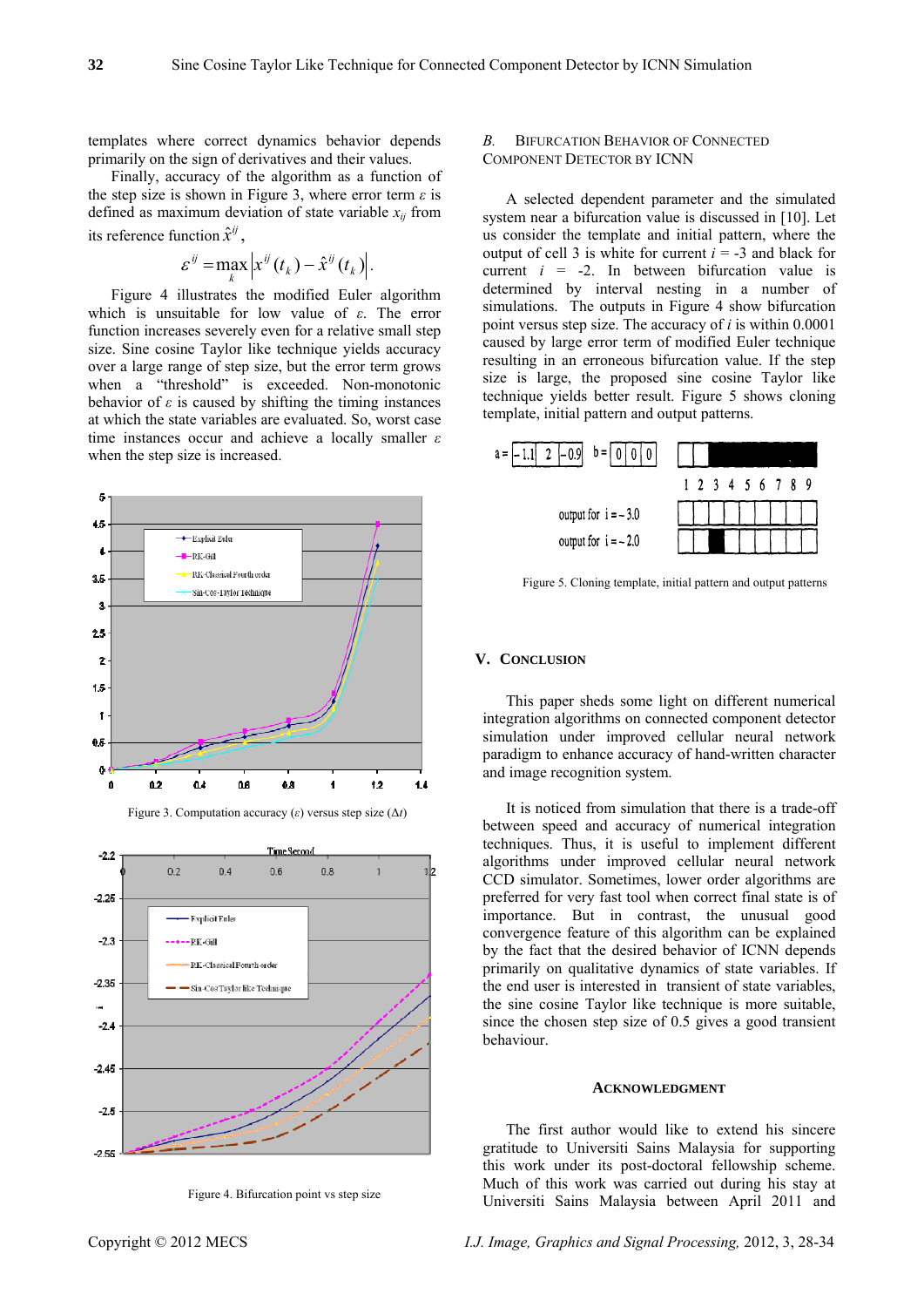templates where correct dynamics behavior depends primarily on the sign of derivatives and their values.

Finally, accuracy of the algorithm as a function of the step size is shown in Figure 3, where error term $\varepsilon$ is defined as maximum deviation of state variable $x_{ij}$ from its reference function $\hat{x}^{ij}$,

$$\varepsilon^{ij} = \max_{k} \left| x^{ij}(t_k) - \hat{x}^{ij}(t_k) \right|.$$

Figure 4 illustrates the modified Euler algorithm which is unsuitable for low value of $\varepsilon$. The error function increases severely even for a relative small step size. Sine cosine Taylor like technique yields accuracy over a large range of step size, but the error term grows when a "threshold" is exceeded. Non-monotonic behavior of $\varepsilon$ is caused by shifting the timing instances at which the state variables are evaluated. So, worst case time instances occur and achieve a locally smaller $\varepsilon$ when the step size is increased.

Figure 3. Computation accuracy ($\varepsilon$) versus step size ($\Delta t$)

Figure 4. Bifurcation point vs step size

### B. Bifurcation Behavior of Connected Component Detector by ICNN

A selected dependent parameter and the simulated system near a bifurcation value is discussed in [10]. Let us consider the template and initial pattern, where the output of cell 3 is white for current $i$ = -3 and black for current $i$ = -2. In between bifurcation value is determined by interval nesting in a number of simulations. The outputs in Figure 4 show bifurcation point versus step size. The accuracy of $i$ is within 0.0001 caused by large error term of modified Euler technique resulting in an erroneous bifurcation value. If the step size is large, the proposed sine cosine Taylor like technique yields better result. Figure 5 shows cloning template, initial pattern and output patterns.

Figure 5. Cloning template, initial pattern and output patterns

## V. Conclusion

This paper sheds some light on different numerical integration algorithms on connected component detector simulation under improved cellular neural network paradigm to enhance accuracy of hand-written character and image recognition system.

It is noticed from simulation that there is a trade-off between speed and accuracy of numerical integration techniques. Thus, it is useful to implement different algorithms under improved cellular neural network CCD simulator. Sometimes, lower order algorithms are preferred for very fast tool when correct final state is of importance. But in contrast, the unusual good convergence feature of this algorithm can be explained by the fact that the desired behavior of ICNN depends primarily on qualitative dynamics of state variables. If the end user is interested in transient of state variables, the sine cosine Taylor like technique is more suitable, since the chosen step size of 0.5 gives a good transient behaviour.

### Acknowledgment

The first author would like to extend his sincere gratitude to Universiti Sains Malaysia for supporting this work under its post-doctoral fellowship scheme. Much of this work was carried out during his stay at Universiti Sains Malaysia between April 2011 and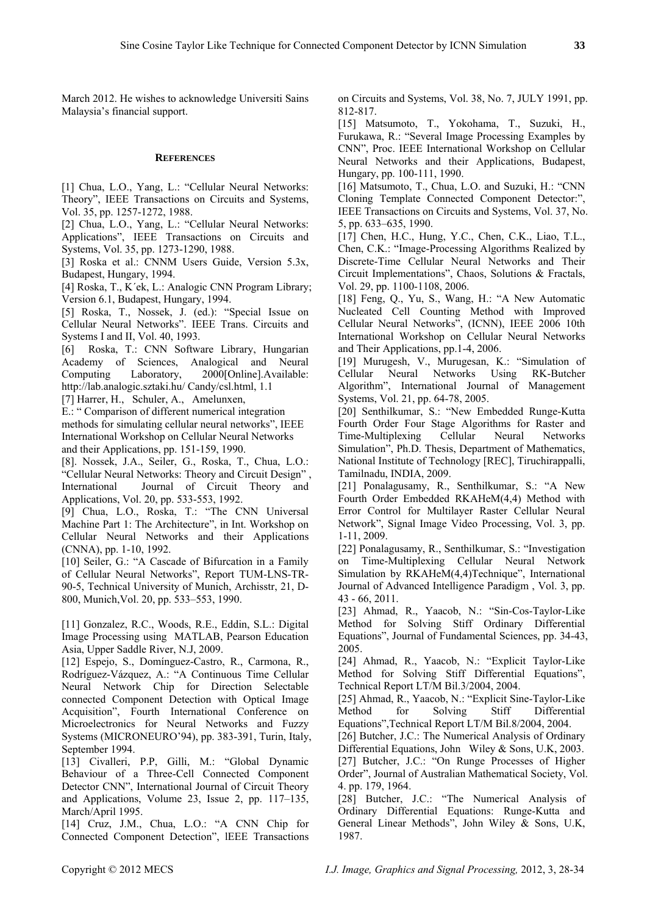March 2012. He wishes to acknowledge Universiti Sains Malaysia's financial support.

## REFERENCES

[1] Chua, L.O., Yang, L.: "Cellular Neural Networks: Theory", IEEE Transactions on Circuits and Systems, Vol. 35, pp. 1257-1272, 1988.

[2] Chua, L.O., Yang, L.: "Cellular Neural Networks: Applications", IEEE Transactions on Circuits and Systems, Vol. 35, pp. 1273-1290, 1988.

[3] Roska et al.: CNNM Users Guide, Version 5.3x, Budapest, Hungary, 1994.

[4] Roska, T., K´ek, L.: Analogic CNN Program Library; Version 6.1, Budapest, Hungary, 1994.

[5] Roska, T., Nossek, J. (ed.): "Special Issue on Cellular Neural Networks". IEEE Trans. Circuits and Systems I and II, Vol. 40, 1993.

[6] Roska, T.: CNN Software Library, Hungarian Academy of Sciences, Analogical and Neural Computing Laboratory, 2000[Online].Available: http://lab.analogic.sztaki.hu/ Candy/csl.html, 1.1

[7] Harrer, H., Schuler, A., Amelunxen, E.: " Comparison of different numerical integration methods for simulating cellular neural networks", IEEE International Workshop on Cellular Neural Networks and their Applications, pp. 151-159, 1990.

[8]. Nossek, J.A., Seiler, G., Roska, T., Chua, L.O.: "Cellular Neural Networks: Theory and Circuit Design" , International Journal of Circuit Theory and Applications, Vol. 20, pp. 533-553, 1992.

[9] Chua, L.O., Roska, T.: "The CNN Universal Machine Part 1: The Architecture", in Int. Workshop on Cellular Neural Networks and their Applications (CNNA), pp. 1-10, 1992.

[10] Seiler, G.: "A Cascade of Bifurcation in a Family of Cellular Neural Networks", Report TUM-LNS-TR-90-5, Technical University of Munich, Archisstr, 21, D-800, Munich,Vol. 20, pp. 533–553, 1990.

[11] Gonzalez, R.C., Woods, R.E., Eddin, S.L.: Digital Image Processing using MATLAB, Pearson Education Asia, Upper Saddle River, N.J, 2009.

[12] Espejo, S., Domínguez-Castro, R., Carmona, R., Rodríguez-Vázquez, A.: "A Continuous Time Cellular Neural Network Chip for Direction Selectable connected Component Detection with Optical Image Acquisition", Fourth International Conference on Microelectronics for Neural Networks and Fuzzy Systems (MICRONEURO'94), pp. 383-391, Turin, Italy, September 1994.

[13] Civalleri, P.P, Gilli, M.: "Global Dynamic Behaviour of a Three-Cell Connected Component Detector CNN", International Journal of Circuit Theory and Applications, Volume 23, Issue 2, pp. 117–135, March/April 1995.

[14] Cruz, J.M., Chua, L.O.: "A CNN Chip for Connected Component Detection", lEEE Transactions on Circuits and Systems, Vol. 38, No. 7, JULY 1991, pp. 812-817.

[15] Matsumoto, T., Yokohama, T., Suzuki, H., Furukawa, R.: "Several Image Processing Examples by CNN", Proc. IEEE International Workshop on Cellular Neural Networks and their Applications, Budapest, Hungary, pp. 100-111, 1990.

[16] Matsumoto, T., Chua, L.O. and Suzuki, H.: "CNN Cloning Template Connected Component Detector:", IEEE Transactions on Circuits and Systems, Vol. 37, No. 5, pp. 633–635, 1990.

[17] Chen, H.C., Hung, Y.C., Chen, C.K., Liao, T.L., Chen, C.K.: "Image-Processing Algorithms Realized by Discrete-Time Cellular Neural Networks and Their Circuit Implementations", Chaos, Solutions & Fractals, Vol. 29, pp. 1100-1108, 2006.

[18] Feng, Q., Yu, S., Wang, H.: "A New Automatic Nucleated Cell Counting Method with Improved Cellular Neural Networks", (ICNN), IEEE 2006 10th International Workshop on Cellular Neural Networks and Their Applications, pp.1-4, 2006.

[19] Murugesh, V., Murugesan, K.: "Simulation of Cellular Neural Networks Using RK-Butcher Algorithm", International Journal of Management Systems, Vol. 21, pp. 64-78, 2005.

[20] Senthilkumar, S.: "New Embedded Runge-Kutta Fourth Order Four Stage Algorithms for Raster and Time-Multiplexing Cellular Neural Networks Simulation", Ph.D. Thesis, Department of Mathematics, National Institute of Technology [REC], Tiruchirappalli, Tamilnadu, INDIA, 2009.

[21] Ponalagusamy, R., Senthilkumar, S.: "A New Fourth Order Embedded RKAHeM(4,4) Method with Error Control for Multilayer Raster Cellular Neural Network", Signal Image Video Processing, Vol. 3, pp. 1-11, 2009.

[22] Ponalagusamy, R., Senthilkumar, S.: "Investigation on Time-Multiplexing Cellular Neural Network Simulation by RKAHeM(4,4)Technique", International Journal of Advanced Intelligence Paradigm , Vol. 3, pp. 43 - 66, 2011.

[23] Ahmad, R., Yaacob, N.: "Sin-Cos-Taylor-Like Method for Solving Stiff Ordinary Differential Equations", Journal of Fundamental Sciences, pp. 34-43, 2005.

[24] Ahmad, R., Yaacob, N.: "Explicit Taylor-Like Method for Solving Stiff Differential Equations", Technical Report LT/M Bil.3/2004, 2004.

[25] Ahmad, R., Yaacob, N.: "Explicit Sine-Taylor-Like Method for Solving Stiff Differential Equations",Technical Report LT/M Bil.8/2004, 2004.

[26] Butcher, J.C.: The Numerical Analysis of Ordinary Differential Equations, John Wiley & Sons, U.K, 2003.

[27] Butcher, J.C.: "On Runge Processes of Higher Order", Journal of Australian Mathematical Society, Vol. 4. pp. 179, 1964.

[28] Butcher, J.C.: "The Numerical Analysis of Ordinary Differential Equations: Runge-Kutta and General Linear Methods", John Wiley & Sons, U.K, 1987.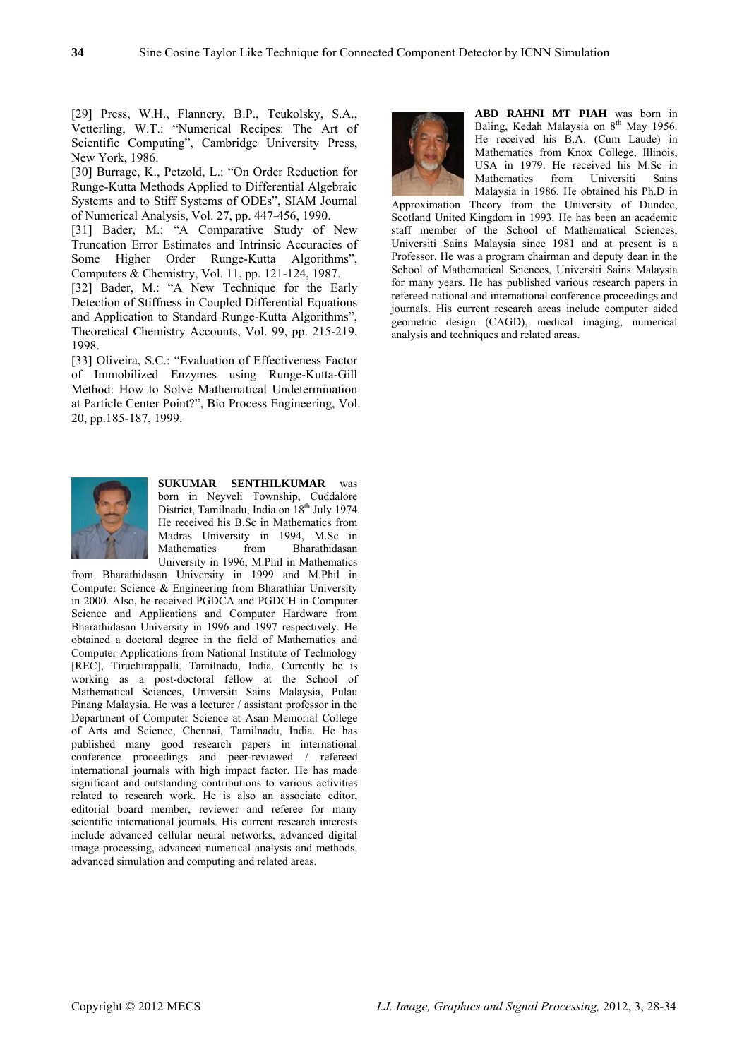[29] Press, W.H., Flannery, B.P., Teukolsky, S.A., Vetterling, W.T.: "Numerical Recipes: The Art of Scientific Computing", Cambridge University Press, New York, 1986.

[30] Burrage, K., Petzold, L.: "On Order Reduction for Runge-Kutta Methods Applied to Differential Algebraic Systems and to Stiff Systems of ODEs", SIAM Journal of Numerical Analysis, Vol. 27, pp. 447-456, 1990.

[31] Bader, M.: "A Comparative Study of New Truncation Error Estimates and Intrinsic Accuracies of Some Higher Order Runge-Kutta Algorithms", Computers & Chemistry, Vol. 11, pp. 121-124, 1987.

[32] Bader, M.: "A New Technique for the Early Detection of Stiffness in Coupled Differential Equations and Application to Standard Runge-Kutta Algorithms", Theoretical Chemistry Accounts, Vol. 99, pp. 215-219, 1998.

[33] Oliveira, S.C.: "Evaluation of Effectiveness Factor of Immobilized Enzymes using Runge-Kutta-Gill Method: How to Solve Mathematical Undetermination at Particle Center Point?", Bio Process Engineering, Vol. 20, pp.185-187, 1999.

**SUKUMAR SENTHILKUMAR** was born in Neyveli Township, Cuddalore District, Tamilnadu, India on 18th July 1974. He received his B.Sc in Mathematics from Madras University in 1994, M.Sc in Mathematics from Bharathidasan University in 1996, M.Phil in Mathematics from Bharathidasan University in 1999 and M.Phil in Computer Science & Engineering from Bharathiar University in 2000. Also, he received PGDCA and PGDCH in Computer Science and Applications and Computer Hardware from Bharathidasan University in 1996 and 1997 respectively. He obtained a doctoral degree in the field of Mathematics and Computer Applications from National Institute of Technology [REC], Tiruchirappalli, Tamilnadu, India. Currently he is working as a post-doctoral fellow at the School of Mathematical Sciences, Universiti Sains Malaysia, Pulau Pinang Malaysia. He was a lecturer / assistant professor in the Department of Computer Science at Asan Memorial College of Arts and Science, Chennai, Tamilnadu, India. He has published many good research papers in international conference proceedings and peer-reviewed / refereed international journals with high impact factor. He has made significant and outstanding contributions to various activities related to research work. He is also an associate editor, editorial board member, reviewer and referee for many scientific international journals. His current research interests include advanced cellular neural networks, advanced digital image processing, advanced numerical analysis and methods, advanced simulation and computing and related areas.

**ABD RAHNI MT PIAH** was born in Baling, Kedah Malaysia on 8th May 1956. He received his B.A. (Cum Laude) in Mathematics from Knox College, Illinois, USA in 1979. He received his M.Sc in Mathematics from Universiti Sains Malaysia in 1986. He obtained his Ph.D in Approximation Theory from the University of Dundee, Scotland United Kingdom in 1993. He has been an academic staff member of the School of Mathematical Sciences, Universiti Sains Malaysia since 1981 and at present is a Professor. He was a program chairman and deputy dean in the School of Mathematical Sciences, Universiti Sains Malaysia for many years. He has published various research papers in refereed national and international conference proceedings and journals. His current research areas include computer aided geometric design (CAGD), medical imaging, numerical analysis and techniques and related areas.